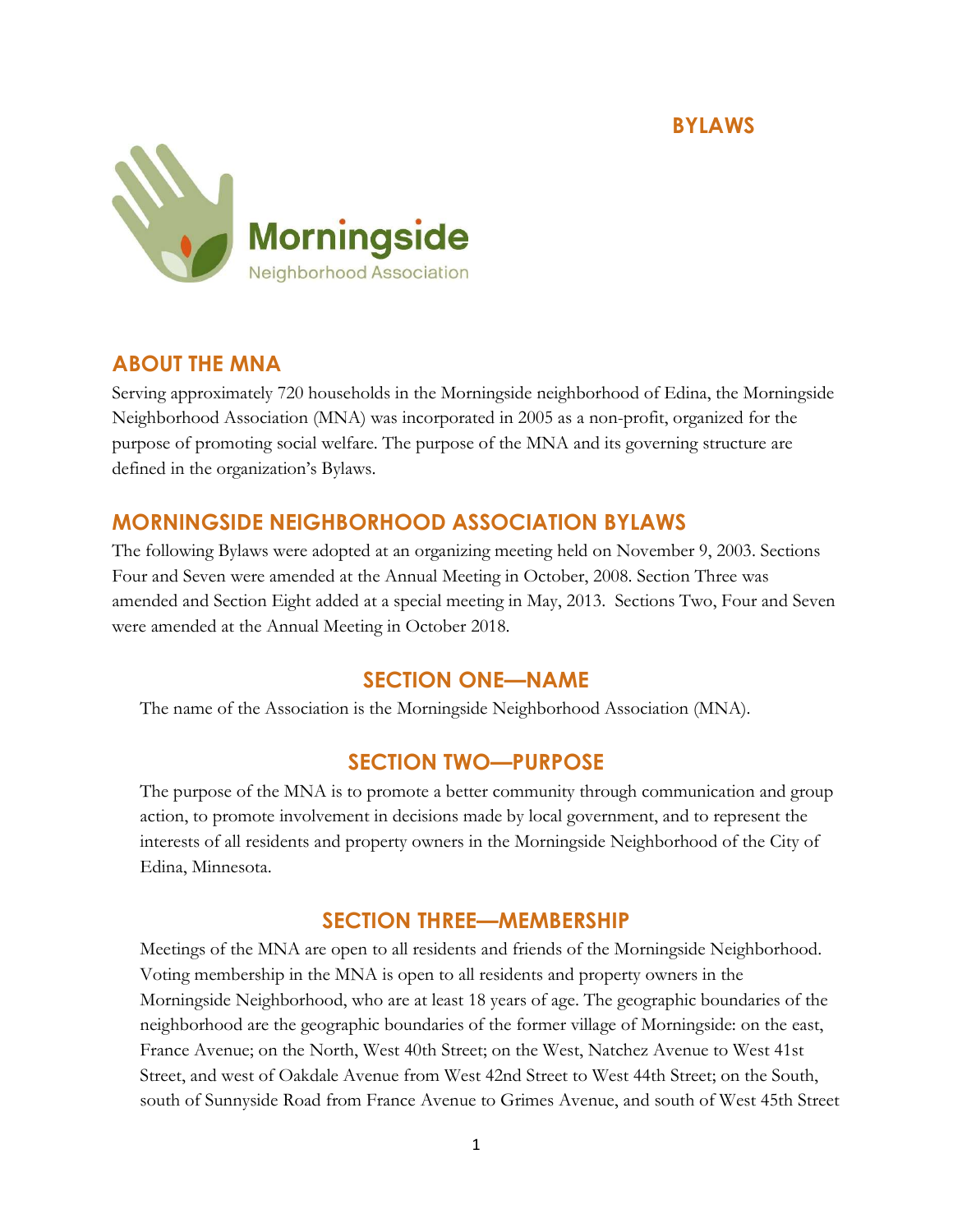**BYLAWS**

Morningside
Neighborhood Association

## ABOUT THE MNA

Serving approximately 720 households in the Morningside neighborhood of Edina, the Morningside Neighborhood Association (MNA) was incorporated in 2005 as a non-profit, organized for the purpose of promoting social welfare. The purpose of the MNA and its governing structure are defined in the organization's Bylaws.

## MORNINGSIDE NEIGHBORHOOD ASSOCIATION BYLAWS

The following Bylaws were adopted at an organizing meeting held on November 9, 2003. Sections Four and Seven were amended at the Annual Meeting in October, 2008. Section Three was amended and Section Eight added at a special meeting in May, 2013. Sections Two, Four and Seven were amended at the Annual Meeting in October 2018.

### SECTION ONE—NAME

The name of the Association is the Morningside Neighborhood Association (MNA).

### SECTION TWO—PURPOSE

The purpose of the MNA is to promote a better community through communication and group action, to promote involvement in decisions made by local government, and to represent the interests of all residents and property owners in the Morningside Neighborhood of the City of Edina, Minnesota.

### SECTION THREE—MEMBERSHIP

Meetings of the MNA are open to all residents and friends of the Morningside Neighborhood. Voting membership in the MNA is open to all residents and property owners in the Morningside Neighborhood, who are at least 18 years of age. The geographic boundaries of the neighborhood are the geographic boundaries of the former village of Morningside: on the east, France Avenue; on the North, West 40th Street; on the West, Natchez Avenue to West 41st Street, and west of Oakdale Avenue from West 42nd Street to West 44th Street; on the South, south of Sunnyside Road from France Avenue to Grimes Avenue, and south of West 45th Street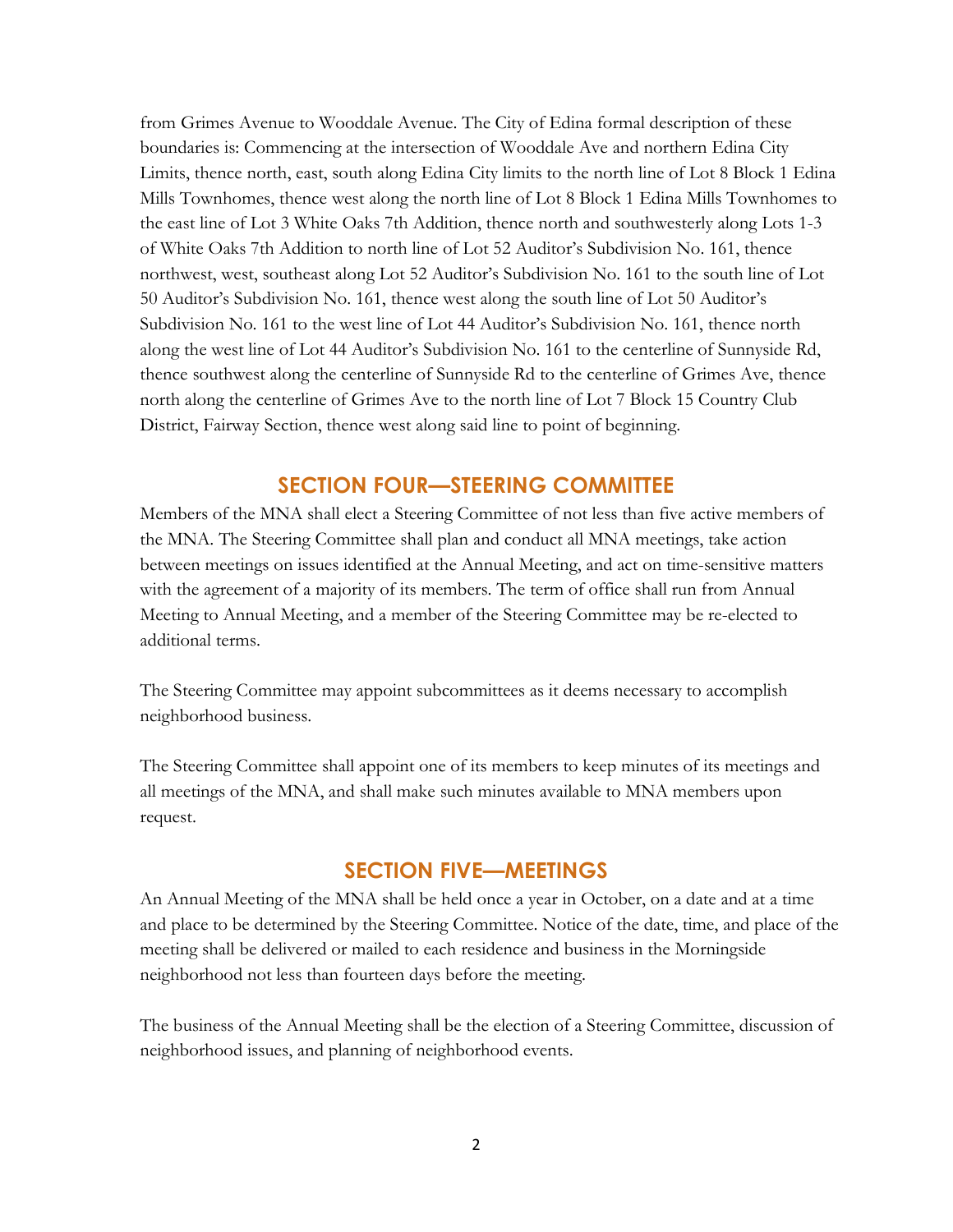from Grimes Avenue to Wooddale Avenue. The City of Edina formal description of these boundaries is: Commencing at the intersection of Wooddale Ave and northern Edina City Limits, thence north, east, south along Edina City limits to the north line of Lot 8 Block 1 Edina Mills Townhomes, thence west along the north line of Lot 8 Block 1 Edina Mills Townhomes to the east line of Lot 3 White Oaks 7th Addition, thence north and southwesterly along Lots 1-3 of White Oaks 7th Addition to north line of Lot 52 Auditor's Subdivision No. 161, thence northwest, west, southeast along Lot 52 Auditor's Subdivision No. 161 to the south line of Lot 50 Auditor's Subdivision No. 161, thence west along the south line of Lot 50 Auditor's Subdivision No. 161 to the west line of Lot 44 Auditor's Subdivision No. 161, thence north along the west line of Lot 44 Auditor's Subdivision No. 161 to the centerline of Sunnyside Rd, thence southwest along the centerline of Sunnyside Rd to the centerline of Grimes Ave, thence north along the centerline of Grimes Ave to the north line of Lot 7 Block 15 Country Club District, Fairway Section, thence west along said line to point of beginning.

## SECTION FOUR—STEERING COMMITTEE

Members of the MNA shall elect a Steering Committee of not less than five active members of the MNA. The Steering Committee shall plan and conduct all MNA meetings, take action between meetings on issues identified at the Annual Meeting, and act on time-sensitive matters with the agreement of a majority of its members. The term of office shall run from Annual Meeting to Annual Meeting, and a member of the Steering Committee may be re-elected to additional terms.

The Steering Committee may appoint subcommittees as it deems necessary to accomplish neighborhood business.

The Steering Committee shall appoint one of its members to keep minutes of its meetings and all meetings of the MNA, and shall make such minutes available to MNA members upon request.

## SECTION FIVE—MEETINGS

An Annual Meeting of the MNA shall be held once a year in October, on a date and at a time and place to be determined by the Steering Committee. Notice of the date, time, and place of the meeting shall be delivered or mailed to each residence and business in the Morningside neighborhood not less than fourteen days before the meeting.

The business of the Annual Meeting shall be the election of a Steering Committee, discussion of neighborhood issues, and planning of neighborhood events.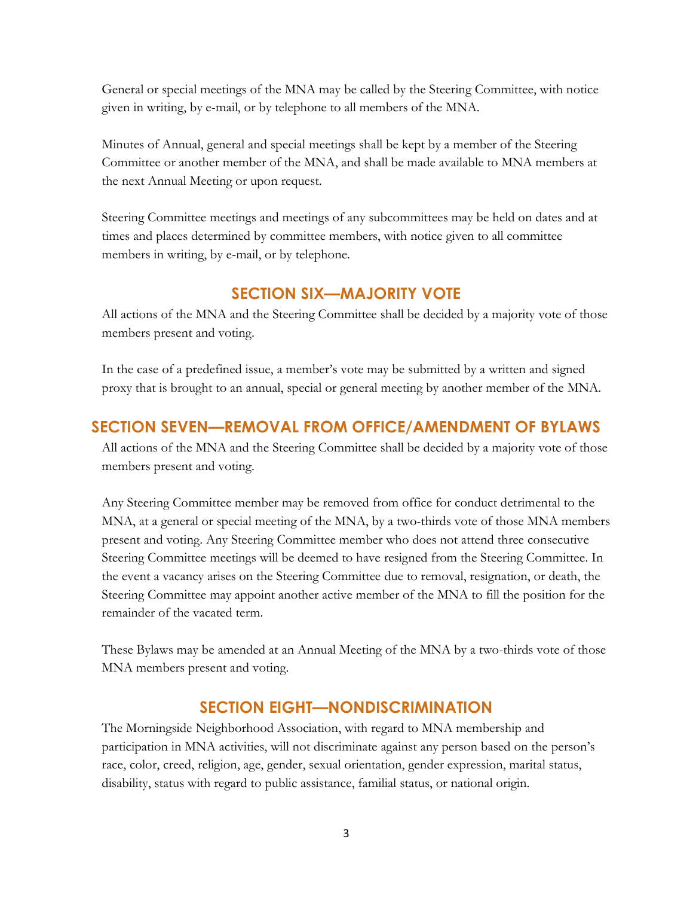General or special meetings of the MNA may be called by the Steering Committee, with notice given in writing, by e-mail, or by telephone to all members of the MNA.

Minutes of Annual, general and special meetings shall be kept by a member of the Steering Committee or another member of the MNA, and shall be made available to MNA members at the next Annual Meeting or upon request.

Steering Committee meetings and meetings of any subcommittees may be held on dates and at times and places determined by committee members, with notice given to all committee members in writing, by e-mail, or by telephone.

## SECTION SIX—MAJORITY VOTE

All actions of the MNA and the Steering Committee shall be decided by a majority vote of those members present and voting.

In the case of a predefined issue, a member's vote may be submitted by a written and signed proxy that is brought to an annual, special or general meeting by another member of the MNA.

## SECTION SEVEN—REMOVAL FROM OFFICE/AMENDMENT OF BYLAWS

All actions of the MNA and the Steering Committee shall be decided by a majority vote of those members present and voting.

Any Steering Committee member may be removed from office for conduct detrimental to the MNA, at a general or special meeting of the MNA, by a two-thirds vote of those MNA members present and voting. Any Steering Committee member who does not attend three consecutive Steering Committee meetings will be deemed to have resigned from the Steering Committee. In the event a vacancy arises on the Steering Committee due to removal, resignation, or death, the Steering Committee may appoint another active member of the MNA to fill the position for the remainder of the vacated term.

These Bylaws may be amended at an Annual Meeting of the MNA by a two-thirds vote of those MNA members present and voting.

## SECTION EIGHT—NONDISCRIMINATION

The Morningside Neighborhood Association, with regard to MNA membership and participation in MNA activities, will not discriminate against any person based on the person's race, color, creed, religion, age, gender, sexual orientation, gender expression, marital status, disability, status with regard to public assistance, familial status, or national origin.